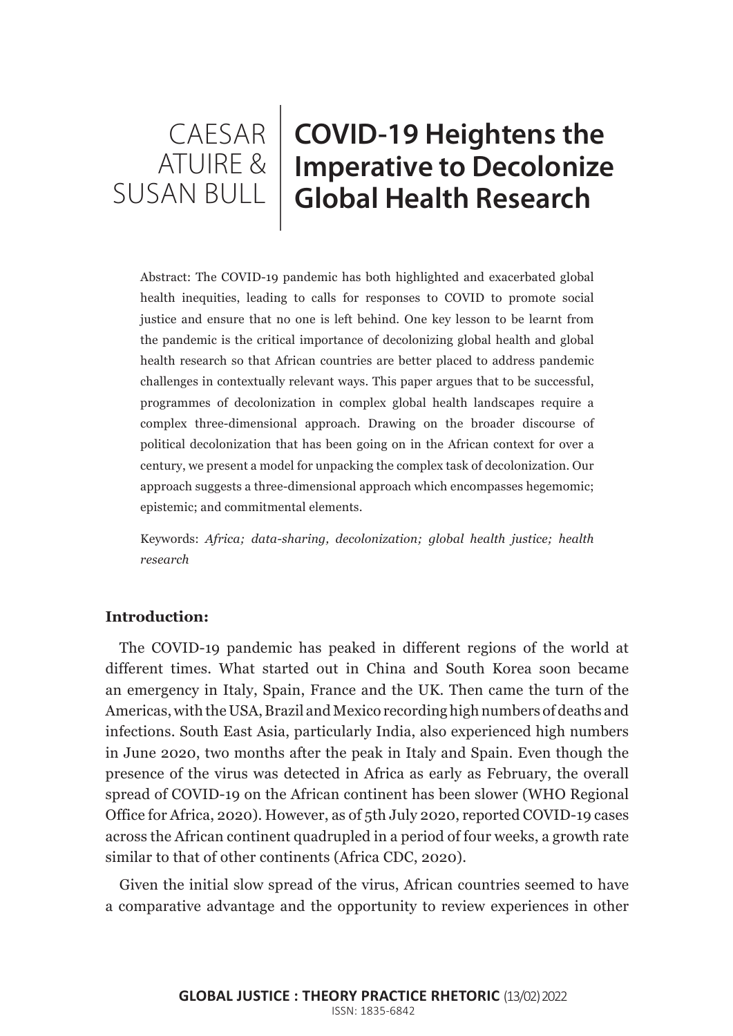CAESAR ATUIRE & SUSAN BULL

# COVID-19 Heightens the Imperative to Decolonize Global Health Research

Abstract: The COVID-19 pandemic has both highlighted and exacerbated global health inequities, leading to calls for responses to COVID to promote social justice and ensure that no one is left behind. One key lesson to be learnt from the pandemic is the critical importance of decolonizing global health and global health research so that African countries are better placed to address pandemic challenges in contextually relevant ways. This paper argues that to be successful, programmes of decolonization in complex global health landscapes require a complex three-dimensional approach. Drawing on the broader discourse of political decolonization that has been going on in the African context for over a century, we present a model for unpacking the complex task of decolonization. Our approach suggests a three-dimensional approach which encompasses hegemomic; epistemic; and commitmental elements.

Keywords: *Africa; data-sharing, decolonization; global health justice; health research*

## Introduction:

The COVID-19 pandemic has peaked in different regions of the world at different times. What started out in China and South Korea soon became an emergency in Italy, Spain, France and the UK. Then came the turn of the Americas, with the USA, Brazil and Mexico recording high numbers of deaths and infections. South East Asia, particularly India, also experienced high numbers in June 2020, two months after the peak in Italy and Spain. Even though the presence of the virus was detected in Africa as early as February, the overall spread of COVID-19 on the African continent has been slower (WHO Regional Office for Africa, 2020). However, as of 5th July 2020, reported COVID-19 cases across the African continent quadrupled in a period of four weeks, a growth rate similar to that of other continents (Africa CDC, 2020).

Given the initial slow spread of the virus, African countries seemed to have a comparative advantage and the opportunity to review experiences in other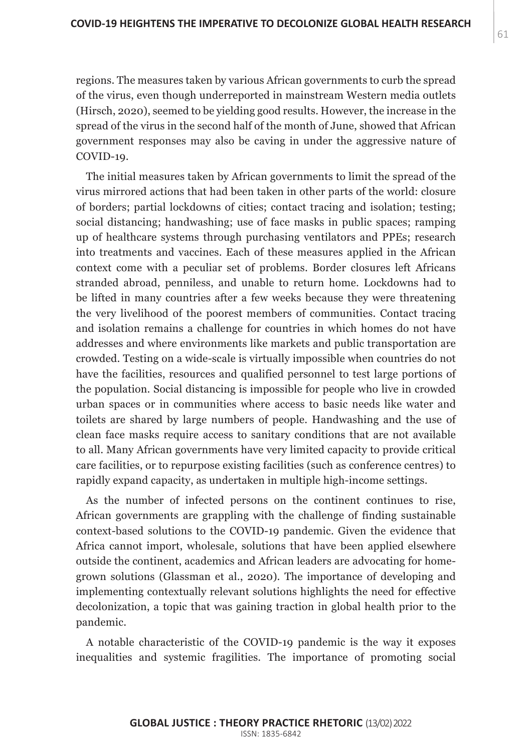regions. The measures taken by various African governments to curb the spread of the virus, even though underreported in mainstream Western media outlets (Hirsch, 2020), seemed to be yielding good results. However, the increase in the spread of the virus in the second half of the month of June, showed that African government responses may also be caving in under the aggressive nature of COVID-19.

The initial measures taken by African governments to limit the spread of the virus mirrored actions that had been taken in other parts of the world: closure of borders; partial lockdowns of cities; contact tracing and isolation; testing; social distancing; handwashing; use of face masks in public spaces; ramping up of healthcare systems through purchasing ventilators and PPEs; research into treatments and vaccines. Each of these measures applied in the African context come with a peculiar set of problems. Border closures left Africans stranded abroad, penniless, and unable to return home. Lockdowns had to be lifted in many countries after a few weeks because they were threatening the very livelihood of the poorest members of communities. Contact tracing and isolation remains a challenge for countries in which homes do not have addresses and where environments like markets and public transportation are crowded. Testing on a wide-scale is virtually impossible when countries do not have the facilities, resources and qualified personnel to test large portions of the population. Social distancing is impossible for people who live in crowded urban spaces or in communities where access to basic needs like water and toilets are shared by large numbers of people. Handwashing and the use of clean face masks require access to sanitary conditions that are not available to all. Many African governments have very limited capacity to provide critical care facilities, or to repurpose existing facilities (such as conference centres) to rapidly expand capacity, as undertaken in multiple high-income settings.

As the number of infected persons on the continent continues to rise, African governments are grappling with the challenge of finding sustainable context-based solutions to the COVID-19 pandemic. Given the evidence that Africa cannot import, wholesale, solutions that have been applied elsewhere outside the continent, academics and African leaders are advocating for home-grown solutions (Glassman et al., 2020). The importance of developing and implementing contextually relevant solutions highlights the need for effective decolonization, a topic that was gaining traction in global health prior to the pandemic.

A notable characteristic of the COVID-19 pandemic is the way it exposes inequalities and systemic fragilities. The importance of promoting social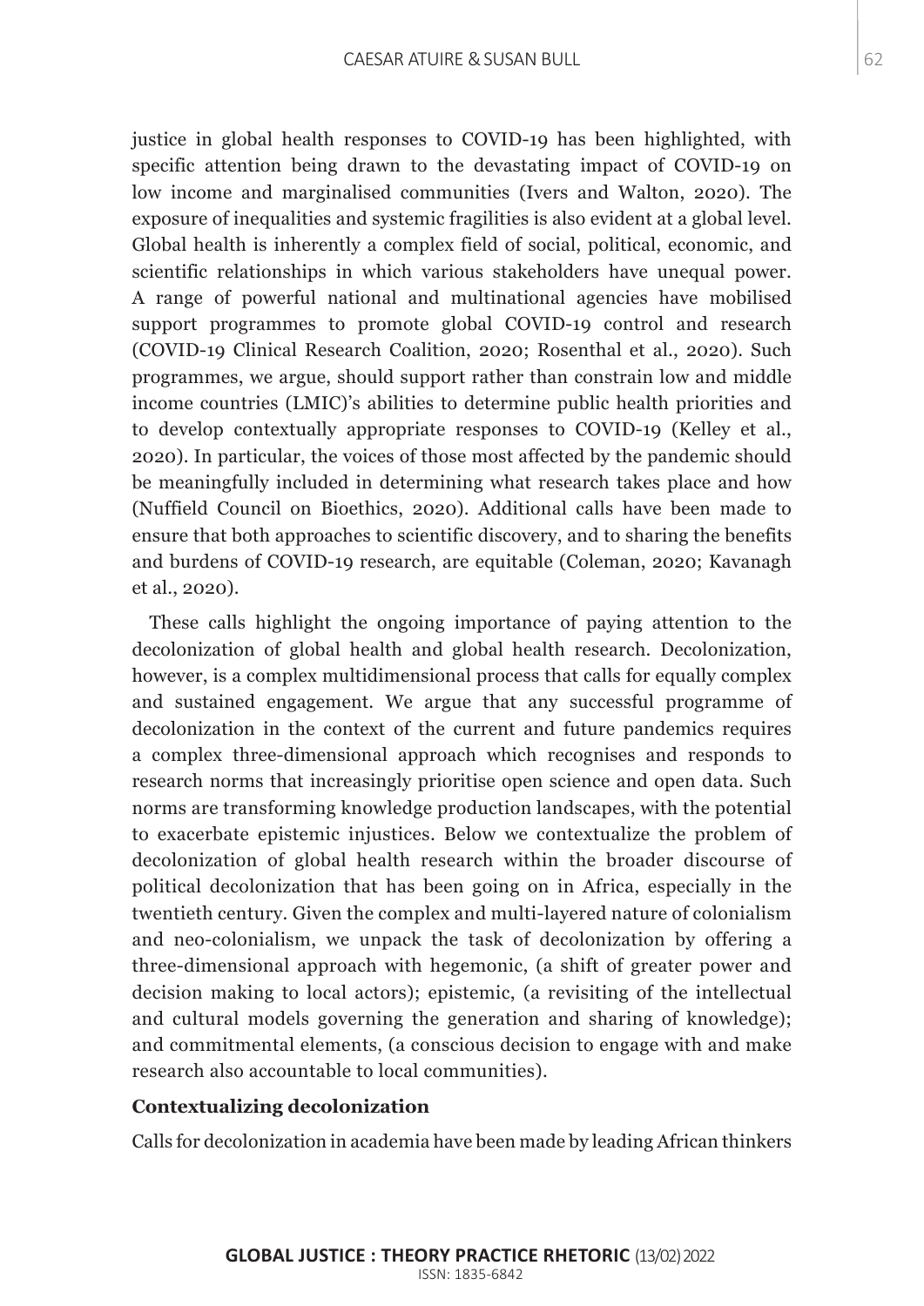justice in global health responses to COVID-19 has been highlighted, with specific attention being drawn to the devastating impact of COVID-19 on low income and marginalised communities (Ivers and Walton, 2020). The exposure of inequalities and systemic fragilities is also evident at a global level. Global health is inherently a complex field of social, political, economic, and scientific relationships in which various stakeholders have unequal power. A range of powerful national and multinational agencies have mobilised support programmes to promote global COVID-19 control and research (COVID-19 Clinical Research Coalition, 2020; Rosenthal et al., 2020). Such programmes, we argue, should support rather than constrain low and middle income countries (LMIC)'s abilities to determine public health priorities and to develop contextually appropriate responses to COVID-19 (Kelley et al., 2020). In particular, the voices of those most affected by the pandemic should be meaningfully included in determining what research takes place and how (Nuffield Council on Bioethics, 2020). Additional calls have been made to ensure that both approaches to scientific discovery, and to sharing the benefits and burdens of COVID-19 research, are equitable (Coleman, 2020; Kavanagh et al., 2020).

These calls highlight the ongoing importance of paying attention to the decolonization of global health and global health research. Decolonization, however, is a complex multidimensional process that calls for equally complex and sustained engagement. We argue that any successful programme of decolonization in the context of the current and future pandemics requires a complex three-dimensional approach which recognises and responds to research norms that increasingly prioritise open science and open data. Such norms are transforming knowledge production landscapes, with the potential to exacerbate epistemic injustices. Below we contextualize the problem of decolonization of global health research within the broader discourse of political decolonization that has been going on in Africa, especially in the twentieth century. Given the complex and multi-layered nature of colonialism and neo-colonialism, we unpack the task of decolonization by offering a three-dimensional approach with hegemonic, (a shift of greater power and decision making to local actors); epistemic, (a revisiting of the intellectual and cultural models governing the generation and sharing of knowledge); and commitmental elements, (a conscious decision to engage with and make research also accountable to local communities).

**Contextualizing decolonization**

Calls for decolonization in academia have been made by leading African thinkers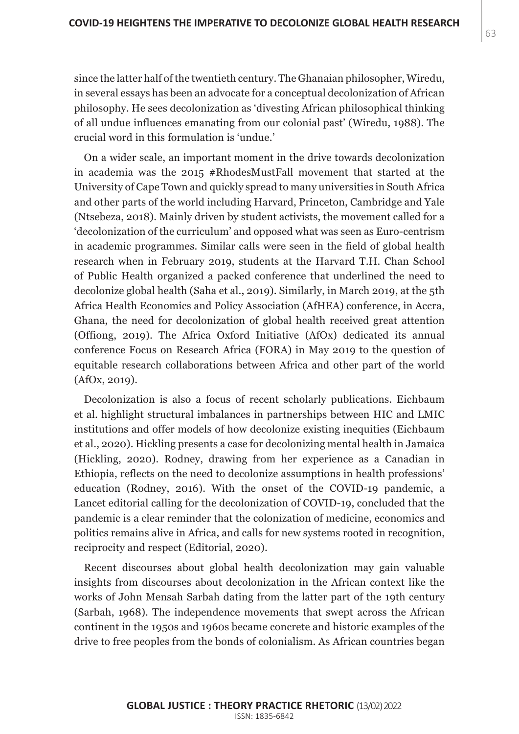since the latter half of the twentieth century. The Ghanaian philosopher, Wiredu, in several essays has been an advocate for a conceptual decolonization of African philosophy. He sees decolonization as 'divesting African philosophical thinking of all undue influences emanating from our colonial past' (Wiredu, 1988). The crucial word in this formulation is 'undue.'

On a wider scale, an important moment in the drive towards decolonization in academia was the 2015 #RhodesMustFall movement that started at the University of Cape Town and quickly spread to many universities in South Africa and other parts of the world including Harvard, Princeton, Cambridge and Yale (Ntsebeza, 2018). Mainly driven by student activists, the movement called for a 'decolonization of the curriculum' and opposed what was seen as Euro-centrism in academic programmes. Similar calls were seen in the field of global health research when in February 2019, students at the Harvard T.H. Chan School of Public Health organized a packed conference that underlined the need to decolonize global health (Saha et al., 2019). Similarly, in March 2019, at the 5th Africa Health Economics and Policy Association (AfHEA) conference, in Accra, Ghana, the need for decolonization of global health received great attention (Offiong, 2019). The Africa Oxford Initiative (AfOx) dedicated its annual conference Focus on Research Africa (FORA) in May 2019 to the question of equitable research collaborations between Africa and other part of the world (AfOx, 2019).

Decolonization is also a focus of recent scholarly publications. Eichbaum et al. highlight structural imbalances in partnerships between HIC and LMIC institutions and offer models of how decolonize existing inequities (Eichbaum et al., 2020). Hickling presents a case for decolonizing mental health in Jamaica (Hickling, 2020). Rodney, drawing from her experience as a Canadian in Ethiopia, reflects on the need to decolonize assumptions in health professions' education (Rodney, 2016). With the onset of the COVID-19 pandemic, a Lancet editorial calling for the decolonization of COVID-19, concluded that the pandemic is a clear reminder that the colonization of medicine, economics and politics remains alive in Africa, and calls for new systems rooted in recognition, reciprocity and respect (Editorial, 2020).

Recent discourses about global health decolonization may gain valuable insights from discourses about decolonization in the African context like the works of John Mensah Sarbah dating from the latter part of the 19th century (Sarbah, 1968). The independence movements that swept across the African continent in the 1950s and 1960s became concrete and historic examples of the drive to free peoples from the bonds of colonialism. As African countries began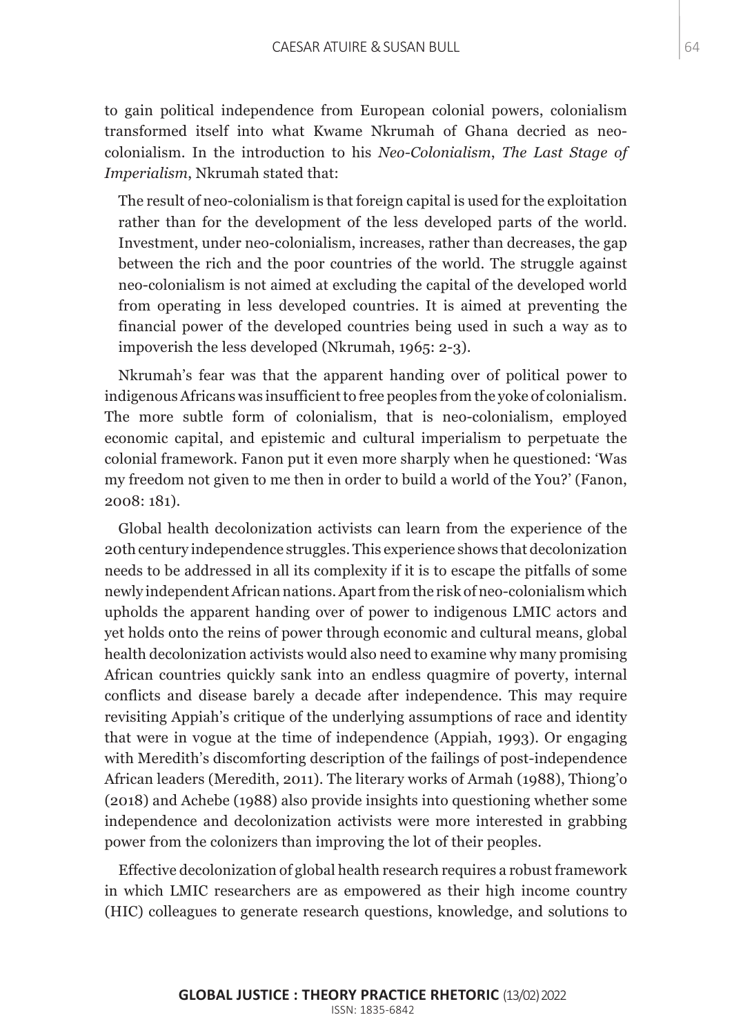to gain political independence from European colonial powers, colonialism transformed itself into what Kwame Nkrumah of Ghana decried as neo-colonialism. In the introduction to his *Neo-Colonialism, The Last Stage of Imperialism*, Nkrumah stated that:

> The result of neo-colonialism is that foreign capital is used for the exploitation rather than for the development of the less developed parts of the world. Investment, under neo-colonialism, increases, rather than decreases, the gap between the rich and the poor countries of the world. The struggle against neo-colonialism is not aimed at excluding the capital of the developed world from operating in less developed countries. It is aimed at preventing the financial power of the developed countries being used in such a way as to impoverish the less developed (Nkrumah, 1965: 2-3).

Nkrumah's fear was that the apparent handing over of political power to indigenous Africans was insufficient to free peoples from the yoke of colonialism. The more subtle form of colonialism, that is neo-colonialism, employed economic capital, and epistemic and cultural imperialism to perpetuate the colonial framework. Fanon put it even more sharply when he questioned: 'Was my freedom not given to me then in order to build a world of the You?' (Fanon, 2008: 181).

Global health decolonization activists can learn from the experience of the 20th century independence struggles. This experience shows that decolonization needs to be addressed in all its complexity if it is to escape the pitfalls of some newly independent African nations. Apart from the risk of neo-colonialism which upholds the apparent handing over of power to indigenous LMIC actors and yet holds onto the reins of power through economic and cultural means, global health decolonization activists would also need to examine why many promising African countries quickly sank into an endless quagmire of poverty, internal conflicts and disease barely a decade after independence. This may require revisiting Appiah's critique of the underlying assumptions of race and identity that were in vogue at the time of independence (Appiah, 1993). Or engaging with Meredith's discomforting description of the failings of post-independence African leaders (Meredith, 2011). The literary works of Armah (1988), Thiong'o (2018) and Achebe (1988) also provide insights into questioning whether some independence and decolonization activists were more interested in grabbing power from the colonizers than improving the lot of their peoples.

Effective decolonization of global health research requires a robust framework in which LMIC researchers are as empowered as their high income country (HIC) colleagues to generate research questions, knowledge, and solutions to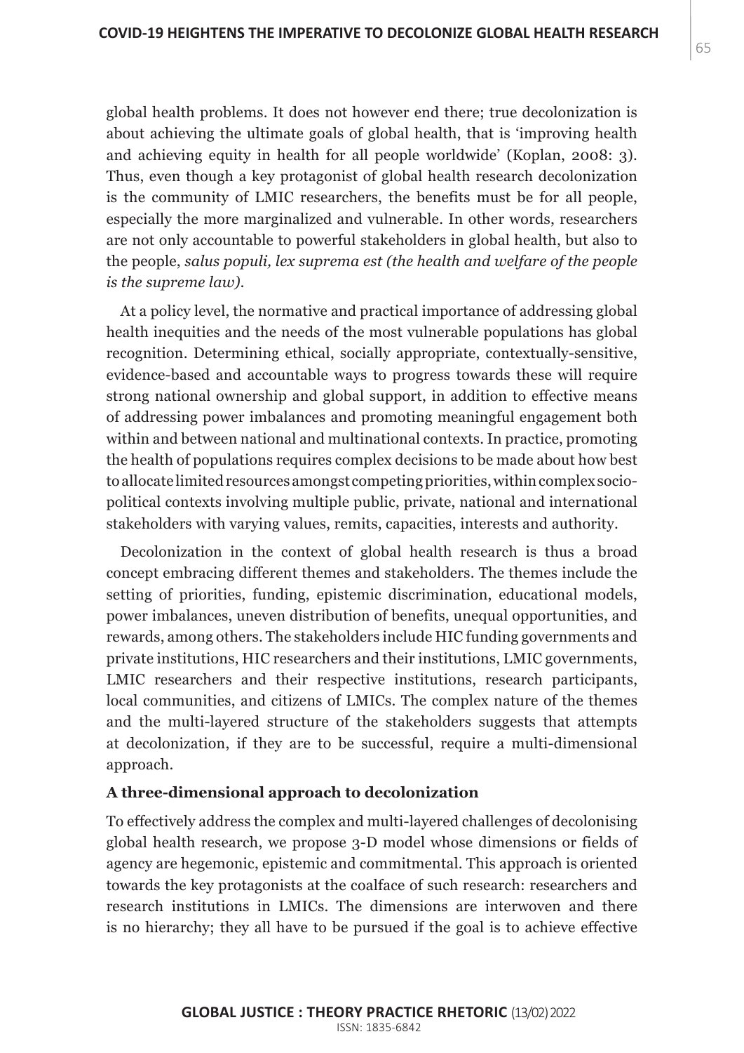global health problems. It does not however end there; true decolonization is about achieving the ultimate goals of global health, that is 'improving health and achieving equity in health for all people worldwide' (Koplan, 2008: 3). Thus, even though a key protagonist of global health research decolonization is the community of LMIC researchers, the benefits must be for all people, especially the more marginalized and vulnerable. In other words, researchers are not only accountable to powerful stakeholders in global health, but also to the people, *salus populi, lex suprema est (the health and welfare of the people is the supreme law).*

At a policy level, the normative and practical importance of addressing global health inequities and the needs of the most vulnerable populations has global recognition. Determining ethical, socially appropriate, contextually-sensitive, evidence-based and accountable ways to progress towards these will require strong national ownership and global support, in addition to effective means of addressing power imbalances and promoting meaningful engagement both within and between national and multinational contexts. In practice, promoting the health of populations requires complex decisions to be made about how best to allocate limited resources amongst competing priorities, within complex socio-political contexts involving multiple public, private, national and international stakeholders with varying values, remits, capacities, interests and authority.

Decolonization in the context of global health research is thus a broad concept embracing different themes and stakeholders. The themes include the setting of priorities, funding, epistemic discrimination, educational models, power imbalances, uneven distribution of benefits, unequal opportunities, and rewards, among others. The stakeholders include HIC funding governments and private institutions, HIC researchers and their institutions, LMIC governments, LMIC researchers and their respective institutions, research participants, local communities, and citizens of LMICs. The complex nature of the themes and the multi-layered structure of the stakeholders suggests that attempts at decolonization, if they are to be successful, require a multi-dimensional approach.

### A three-dimensional approach to decolonization

To effectively address the complex and multi-layered challenges of decolonising global health research, we propose 3-D model whose dimensions or fields of agency are hegemonic, epistemic and commitmental. This approach is oriented towards the key protagonists at the coalface of such research: researchers and research institutions in LMICs. The dimensions are interwoven and there is no hierarchy; they all have to be pursued if the goal is to achieve effective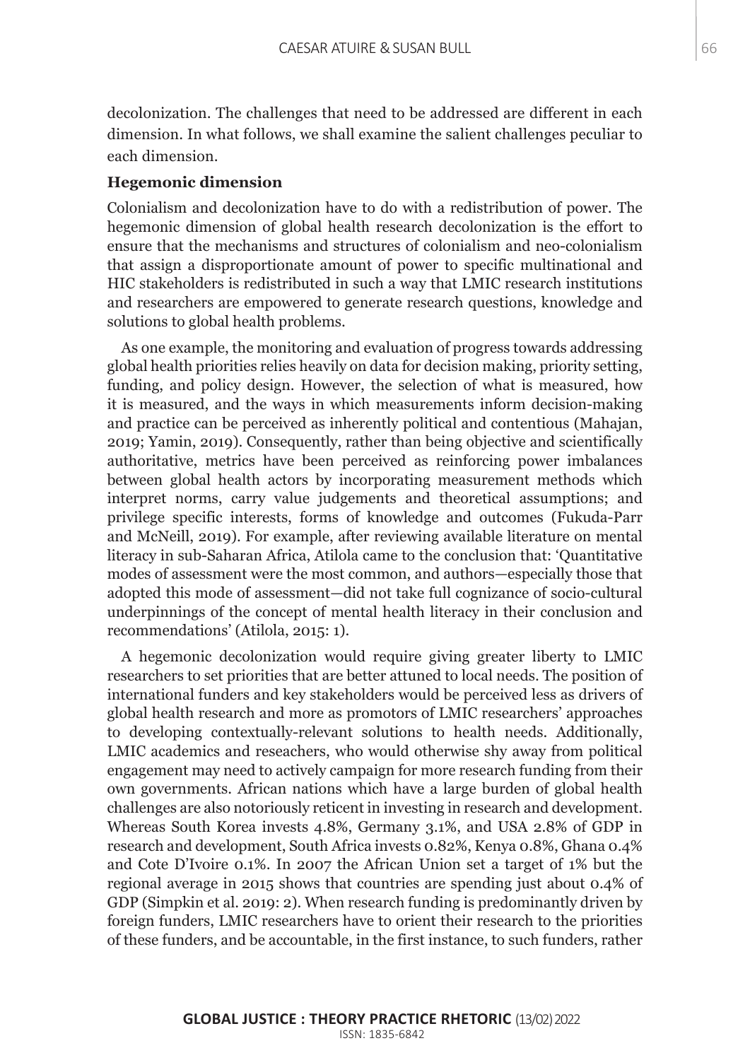decolonization. The challenges that need to be addressed are different in each dimension. In what follows, we shall examine the salient challenges peculiar to each dimension.

**Hegemonic dimension**

Colonialism and decolonization have to do with a redistribution of power. The hegemonic dimension of global health research decolonization is the effort to ensure that the mechanisms and structures of colonialism and neo-colonialism that assign a disproportionate amount of power to specific multinational and HIC stakeholders is redistributed in such a way that LMIC research institutions and researchers are empowered to generate research questions, knowledge and solutions to global health problems.

As one example, the monitoring and evaluation of progress towards addressing global health priorities relies heavily on data for decision making, priority setting, funding, and policy design. However, the selection of what is measured, how it is measured, and the ways in which measurements inform decision-making and practice can be perceived as inherently political and contentious (Mahajan, 2019; Yamin, 2019). Consequently, rather than being objective and scientifically authoritative, metrics have been perceived as reinforcing power imbalances between global health actors by incorporating measurement methods which interpret norms, carry value judgements and theoretical assumptions; and privilege specific interests, forms of knowledge and outcomes (Fukuda-Parr and McNeill, 2019). For example, after reviewing available literature on mental literacy in sub-Saharan Africa, Atilola came to the conclusion that: 'Quantitative modes of assessment were the most common, and authors—especially those that adopted this mode of assessment—did not take full cognizance of socio-cultural underpinnings of the concept of mental health literacy in their conclusion and recommendations' (Atilola, 2015: 1).

A hegemonic decolonization would require giving greater liberty to LMIC researchers to set priorities that are better attuned to local needs. The position of international funders and key stakeholders would be perceived less as drivers of global health research and more as promotors of LMIC researchers' approaches to developing contextually-relevant solutions to health needs. Additionally, LMIC academics and reseachers, who would otherwise shy away from political engagement may need to actively campaign for more research funding from their own governments. African nations which have a large burden of global health challenges are also notoriously reticent in investing in research and development. Whereas South Korea invests 4.8%, Germany 3.1%, and USA 2.8% of GDP in research and development, South Africa invests 0.82%, Kenya 0.8%, Ghana 0.4% and Cote D'Ivoire 0.1%. In 2007 the African Union set a target of 1% but the regional average in 2015 shows that countries are spending just about 0.4% of GDP (Simpkin et al. 2019: 2). When research funding is predominantly driven by foreign funders, LMIC researchers have to orient their research to the priorities of these funders, and be accountable, in the first instance, to such funders, rather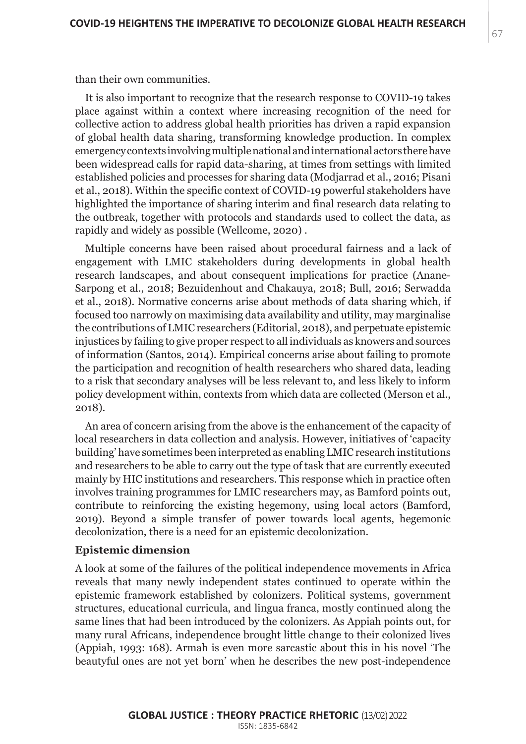than their own communities.

It is also important to recognize that the research response to COVID-19 takes place against within a context where increasing recognition of the need for collective action to address global health priorities has driven a rapid expansion of global health data sharing, transforming knowledge production. In complex emergency contexts involving multiple national and international actors there have been widespread calls for rapid data-sharing, at times from settings with limited established policies and processes for sharing data (Modjarrad et al., 2016; Pisani et al., 2018). Within the specific context of COVID-19 powerful stakeholders have highlighted the importance of sharing interim and final research data relating to the outbreak, together with protocols and standards used to collect the data, as rapidly and widely as possible (Wellcome, 2020) .

Multiple concerns have been raised about procedural fairness and a lack of engagement with LMIC stakeholders during developments in global health research landscapes, and about consequent implications for practice (Anane-Sarpong et al., 2018; Bezuidenhout and Chakauya, 2018; Bull, 2016; Serwadda et al., 2018). Normative concerns arise about methods of data sharing which, if focused too narrowly on maximising data availability and utility, may marginalise the contributions of LMIC researchers (Editorial, 2018), and perpetuate epistemic injustices by failing to give proper respect to all individuals as knowers and sources of information (Santos, 2014). Empirical concerns arise about failing to promote the participation and recognition of health researchers who shared data, leading to a risk that secondary analyses will be less relevant to, and less likely to inform policy development within, contexts from which data are collected (Merson et al., 2018).

An area of concern arising from the above is the enhancement of the capacity of local researchers in data collection and analysis. However, initiatives of 'capacity building' have sometimes been interpreted as enabling LMIC research institutions and researchers to be able to carry out the type of task that are currently executed mainly by HIC institutions and researchers. This response which in practice often involves training programmes for LMIC researchers may, as Bamford points out, contribute to reinforcing the existing hegemony, using local actors (Bamford, 2019). Beyond a simple transfer of power towards local agents, hegemonic decolonization, there is a need for an epistemic decolonization.

### Epistemic dimension

A look at some of the failures of the political independence movements in Africa reveals that many newly independent states continued to operate within the epistemic framework established by colonizers. Political systems, government structures, educational curricula, and lingua franca, mostly continued along the same lines that had been introduced by the colonizers. As Appiah points out, for many rural Africans, independence brought little change to their colonized lives (Appiah, 1993: 168). Armah is even more sarcastic about this in his novel 'The beautyful ones are not yet born' when he describes the new post-independence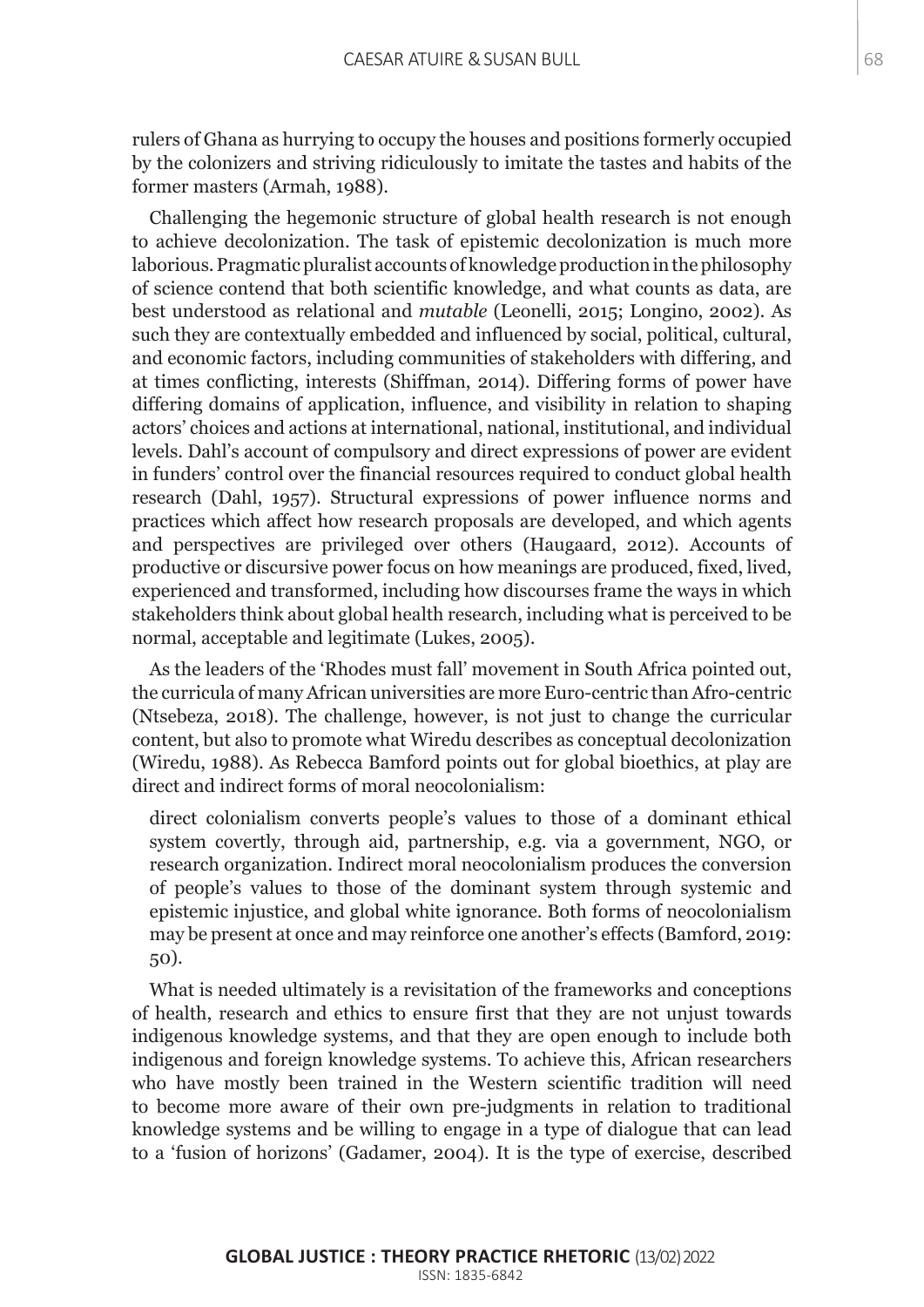rulers of Ghana as hurrying to occupy the houses and positions formerly occupied by the colonizers and striving ridiculously to imitate the tastes and habits of the former masters (Armah, 1988).

Challenging the hegemonic structure of global health research is not enough to achieve decolonization. The task of epistemic decolonization is much more laborious. Pragmatic pluralist accounts of knowledge production in the philosophy of science contend that both scientific knowledge, and what counts as data, are best understood as relational and *mutable* (Leonelli, 2015; Longino, 2002). As such they are contextually embedded and influenced by social, political, cultural, and economic factors, including communities of stakeholders with differing, and at times conflicting, interests (Shiffman, 2014). Differing forms of power have differing domains of application, influence, and visibility in relation to shaping actors' choices and actions at international, national, institutional, and individual levels. Dahl's account of compulsory and direct expressions of power are evident in funders' control over the financial resources required to conduct global health research (Dahl, 1957). Structural expressions of power influence norms and practices which affect how research proposals are developed, and which agents and perspectives are privileged over others (Haugaard, 2012). Accounts of productive or discursive power focus on how meanings are produced, fixed, lived, experienced and transformed, including how discourses frame the ways in which stakeholders think about global health research, including what is perceived to be normal, acceptable and legitimate (Lukes, 2005).

As the leaders of the 'Rhodes must fall' movement in South Africa pointed out, the curricula of many African universities are more Euro-centric than Afro-centric (Ntsebeza, 2018). The challenge, however, is not just to change the curricular content, but also to promote what Wiredu describes as conceptual decolonization (Wiredu, 1988). As Rebecca Bamford points out for global bioethics, at play are direct and indirect forms of moral neocolonialism:

> direct colonialism converts people's values to those of a dominant ethical system covertly, through aid, partnership, e.g. via a government, NGO, or research organization. Indirect moral neocolonialism produces the conversion of people's values to those of the dominant system through systemic and epistemic injustice, and global white ignorance. Both forms of neocolonialism may be present at once and may reinforce one another's effects (Bamford, 2019: 50).

What is needed ultimately is a revisitation of the frameworks and conceptions of health, research and ethics to ensure first that they are not unjust towards indigenous knowledge systems, and that they are open enough to include both indigenous and foreign knowledge systems. To achieve this, African researchers who have mostly been trained in the Western scientific tradition will need to become more aware of their own pre-judgments in relation to traditional knowledge systems and be willing to engage in a type of dialogue that can lead to a 'fusion of horizons' (Gadamer, 2004). It is the type of exercise, described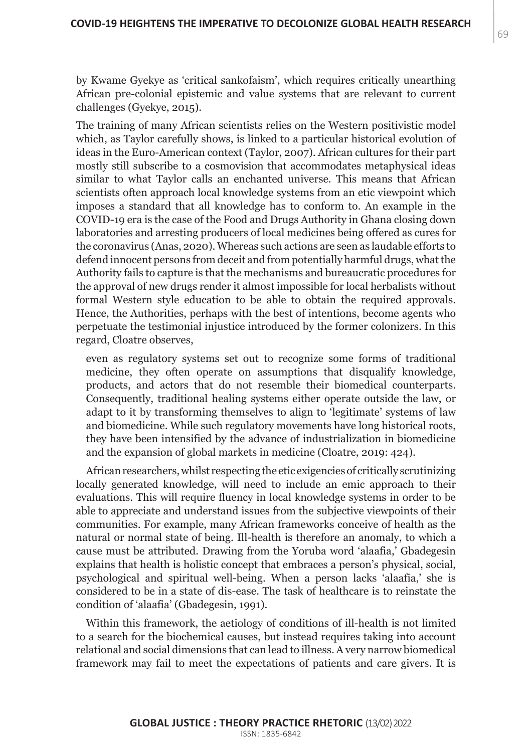by Kwame Gyekye as 'critical sankofaism', which requires critically unearthing African pre-colonial epistemic and value systems that are relevant to current challenges (Gyekye, 2015).

The training of many African scientists relies on the Western positivistic model which, as Taylor carefully shows, is linked to a particular historical evolution of ideas in the Euro-American context (Taylor, 2007). African cultures for their part mostly still subscribe to a cosmovision that accommodates metaphysical ideas similar to what Taylor calls an enchanted universe. This means that African scientists often approach local knowledge systems from an etic viewpoint which imposes a standard that all knowledge has to conform to. An example in the COVID-19 era is the case of the Food and Drugs Authority in Ghana closing down laboratories and arresting producers of local medicines being offered as cures for the coronavirus (Anas, 2020). Whereas such actions are seen as laudable efforts to defend innocent persons from deceit and from potentially harmful drugs, what the Authority fails to capture is that the mechanisms and bureaucratic procedures for the approval of new drugs render it almost impossible for local herbalists without formal Western style education to be able to obtain the required approvals. Hence, the Authorities, perhaps with the best of intentions, become agents who perpetuate the testimonial injustice introduced by the former colonizers. In this regard, Cloatre observes,

> even as regulatory systems set out to recognize some forms of traditional medicine, they often operate on assumptions that disqualify knowledge, products, and actors that do not resemble their biomedical counterparts. Consequently, traditional healing systems either operate outside the law, or adapt to it by transforming themselves to align to 'legitimate' systems of law and biomedicine. While such regulatory movements have long historical roots, they have been intensified by the advance of industrialization in biomedicine and the expansion of global markets in medicine (Cloatre, 2019: 424).

African researchers, whilst respecting the etic exigencies of critically scrutinizing locally generated knowledge, will need to include an emic approach to their evaluations. This will require fluency in local knowledge systems in order to be able to appreciate and understand issues from the subjective viewpoints of their communities. For example, many African frameworks conceive of health as the natural or normal state of being. Ill-health is therefore an anomaly, to which a cause must be attributed. Drawing from the Yoruba word 'alaafia,' Gbadegesin explains that health is holistic concept that embraces a person's physical, social, psychological and spiritual well-being. When a person lacks 'alaafia,' she is considered to be in a state of dis-ease. The task of healthcare is to reinstate the condition of 'alaafia' (Gbadegesin, 1991).

Within this framework, the aetiology of conditions of ill-health is not limited to a search for the biochemical causes, but instead requires taking into account relational and social dimensions that can lead to illness. A very narrow biomedical framework may fail to meet the expectations of patients and care givers. It is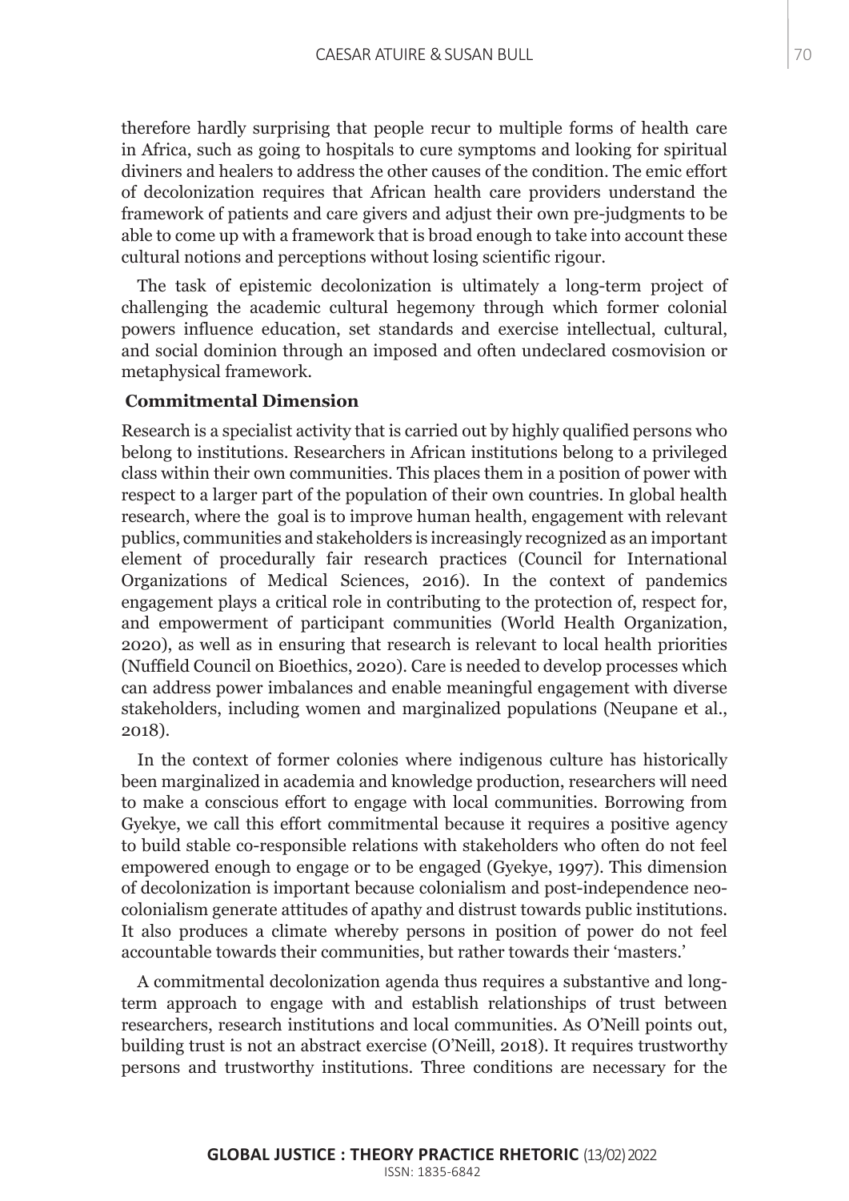therefore hardly surprising that people recur to multiple forms of health care in Africa, such as going to hospitals to cure symptoms and looking for spiritual diviners and healers to address the other causes of the condition. The emic effort of decolonization requires that African health care providers understand the framework of patients and care givers and adjust their own pre-judgments to be able to come up with a framework that is broad enough to take into account these cultural notions and perceptions without losing scientific rigour.

The task of epistemic decolonization is ultimately a long-term project of challenging the academic cultural hegemony through which former colonial powers influence education, set standards and exercise intellectual, cultural, and social dominion through an imposed and often undeclared cosmovision or metaphysical framework.

### Commitmental Dimension

Research is a specialist activity that is carried out by highly qualified persons who belong to institutions. Researchers in African institutions belong to a privileged class within their own communities. This places them in a position of power with respect to a larger part of the population of their own countries. In global health research, where the goal is to improve human health, engagement with relevant publics, communities and stakeholders is increasingly recognized as an important element of procedurally fair research practices (Council for International Organizations of Medical Sciences, 2016). In the context of pandemics engagement plays a critical role in contributing to the protection of, respect for, and empowerment of participant communities (World Health Organization, 2020), as well as in ensuring that research is relevant to local health priorities (Nuffield Council on Bioethics, 2020). Care is needed to develop processes which can address power imbalances and enable meaningful engagement with diverse stakeholders, including women and marginalized populations (Neupane et al., 2018).

In the context of former colonies where indigenous culture has historically been marginalized in academia and knowledge production, researchers will need to make a conscious effort to engage with local communities. Borrowing from Gyekye, we call this effort commitmental because it requires a positive agency to build stable co-responsible relations with stakeholders who often do not feel empowered enough to engage or to be engaged (Gyekye, 1997). This dimension of decolonization is important because colonialism and post-independence neo-colonialism generate attitudes of apathy and distrust towards public institutions. It also produces a climate whereby persons in position of power do not feel accountable towards their communities, but rather towards their 'masters.'

A commitmental decolonization agenda thus requires a substantive and long-term approach to engage with and establish relationships of trust between researchers, research institutions and local communities. As O'Neill points out, building trust is not an abstract exercise (O'Neill, 2018). It requires trustworthy persons and trustworthy institutions. Three conditions are necessary for the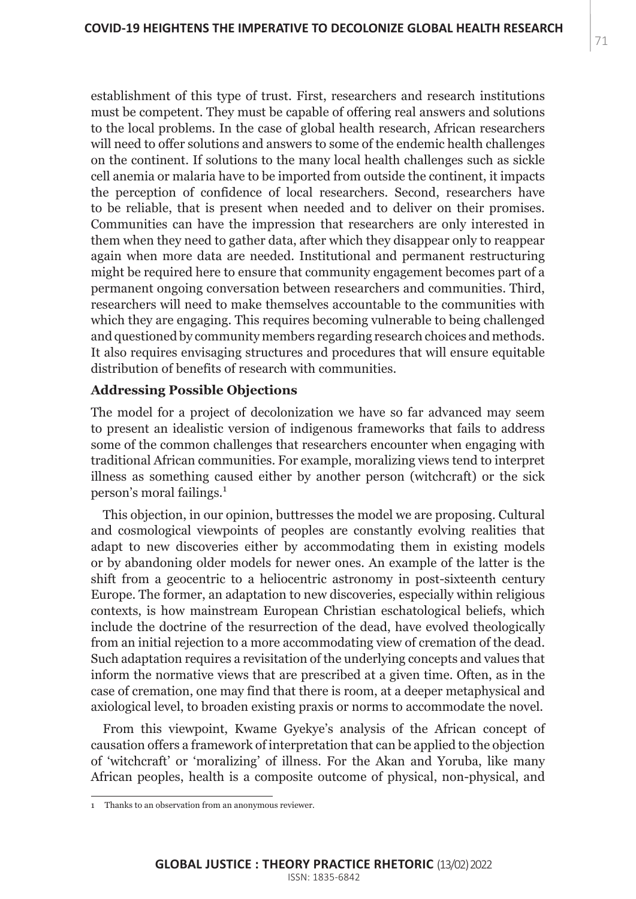establishment of this type of trust. First, researchers and research institutions must be competent. They must be capable of offering real answers and solutions to the local problems. In the case of global health research, African researchers will need to offer solutions and answers to some of the endemic health challenges on the continent. If solutions to the many local health challenges such as sickle cell anemia or malaria have to be imported from outside the continent, it impacts the perception of confidence of local researchers. Second, researchers have to be reliable, that is present when needed and to deliver on their promises. Communities can have the impression that researchers are only interested in them when they need to gather data, after which they disappear only to reappear again when more data are needed. Institutional and permanent restructuring might be required here to ensure that community engagement becomes part of a permanent ongoing conversation between researchers and communities. Third, researchers will need to make themselves accountable to the communities with which they are engaging. This requires becoming vulnerable to being challenged and questioned by community members regarding research choices and methods. It also requires envisaging structures and procedures that will ensure equitable distribution of benefits of research with communities.

### Addressing Possible Objections

The model for a project of decolonization we have so far advanced may seem to present an idealistic version of indigenous frameworks that fails to address some of the common challenges that researchers encounter when engaging with traditional African communities. For example, moralizing views tend to interpret illness as something caused either by another person (witchcraft) or the sick person's moral failings.[1]

This objection, in our opinion, buttresses the model we are proposing. Cultural and cosmological viewpoints of peoples are constantly evolving realities that adapt to new discoveries either by accommodating them in existing models or by abandoning older models for newer ones. An example of the latter is the shift from a geocentric to a heliocentric astronomy in post-sixteenth century Europe. The former, an adaptation to new discoveries, especially within religious contexts, is how mainstream European Christian eschatological beliefs, which include the doctrine of the resurrection of the dead, have evolved theologically from an initial rejection to a more accommodating view of cremation of the dead. Such adaptation requires a revisitation of the underlying concepts and values that inform the normative views that are prescribed at a given time. Often, as in the case of cremation, one may find that there is room, at a deeper metaphysical and axiological level, to broaden existing praxis or norms to accommodate the novel.

From this viewpoint, Kwame Gyekye's analysis of the African concept of causation offers a framework of interpretation that can be applied to the objection of 'witchcraft' or 'moralizing' of illness. For the Akan and Yoruba, like many African peoples, health is a composite outcome of physical, non-physical, and

---

1 Thanks to an observation from an anonymous reviewer.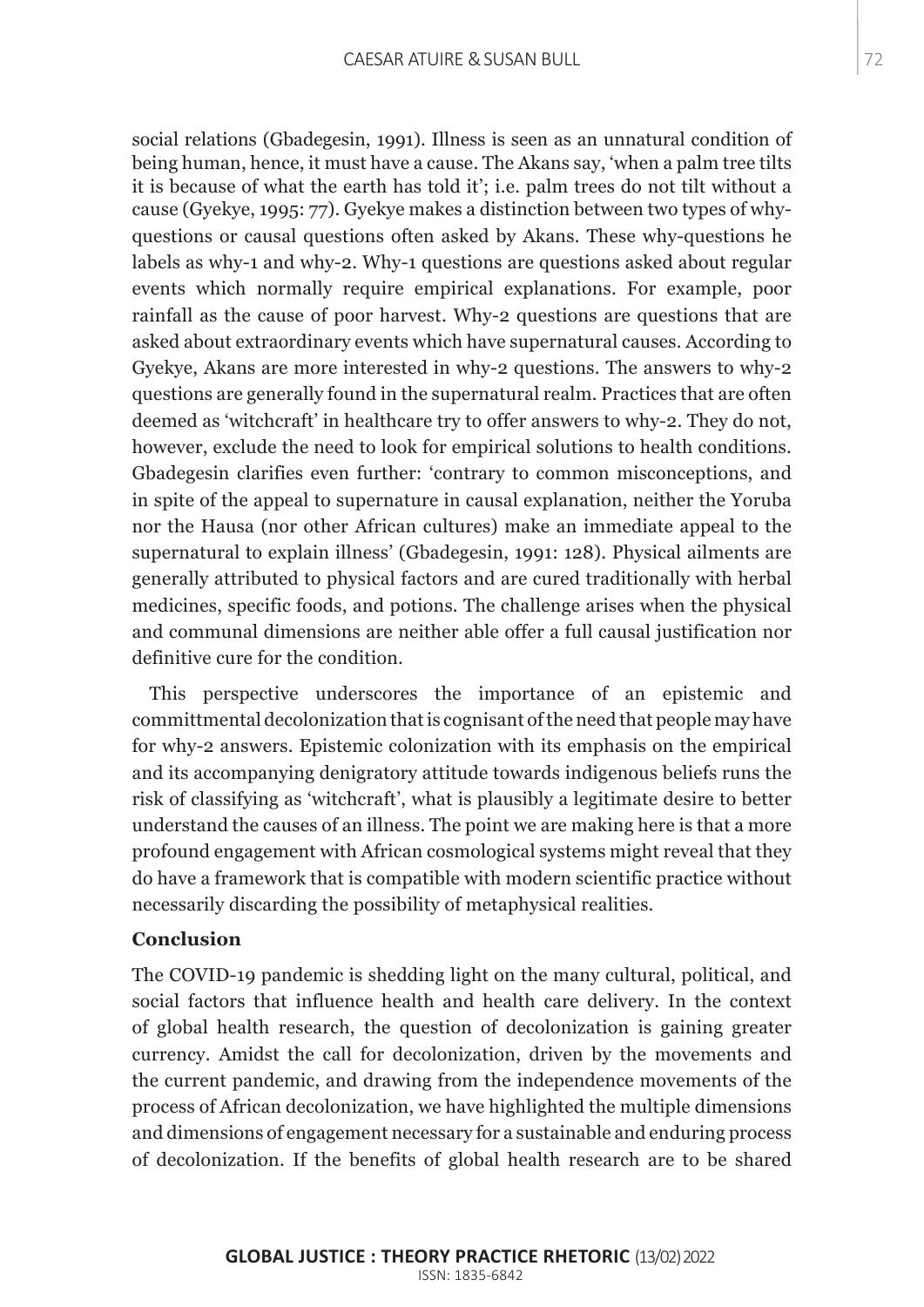social relations (Gbadegesin, 1991). Illness is seen as an unnatural condition of being human, hence, it must have a cause. The Akans say, 'when a palm tree tilts it is because of what the earth has told it'; i.e. palm trees do not tilt without a cause (Gyekye, 1995: 77). Gyekye makes a distinction between two types of why-questions or causal questions often asked by Akans. These why-questions he labels as why-1 and why-2. Why-1 questions are questions asked about regular events which normally require empirical explanations. For example, poor rainfall as the cause of poor harvest. Why-2 questions are questions that are asked about extraordinary events which have supernatural causes. According to Gyekye, Akans are more interested in why-2 questions. The answers to why-2 questions are generally found in the supernatural realm. Practices that are often deemed as 'witchcraft' in healthcare try to offer answers to why-2. They do not, however, exclude the need to look for empirical solutions to health conditions. Gbadegesin clarifies even further: 'contrary to common misconceptions, and in spite of the appeal to supernature in causal explanation, neither the Yoruba nor the Hausa (nor other African cultures) make an immediate appeal to the supernatural to explain illness' (Gbadegesin, 1991: 128). Physical ailments are generally attributed to physical factors and are cured traditionally with herbal medicines, specific foods, and potions. The challenge arises when the physical and communal dimensions are neither able offer a full causal justification nor definitive cure for the condition.

This perspective underscores the importance of an epistemic and committmental decolonization that is cognisant of the need that people may have for why-2 answers. Epistemic colonization with its emphasis on the empirical and its accompanying denigratory attitude towards indigenous beliefs runs the risk of classifying as 'witchcraft', what is plausibly a legitimate desire to better understand the causes of an illness. The point we are making here is that a more profound engagement with African cosmological systems might reveal that they do have a framework that is compatible with modern scientific practice without necessarily discarding the possibility of metaphysical realities.

## Conclusion

The COVID-19 pandemic is shedding light on the many cultural, political, and social factors that influence health and health care delivery. In the context of global health research, the question of decolonization is gaining greater currency. Amidst the call for decolonization, driven by the movements and the current pandemic, and drawing from the independence movements of the process of African decolonization, we have highlighted the multiple dimensions and dimensions of engagement necessary for a sustainable and enduring process of decolonization. If the benefits of global health research are to be shared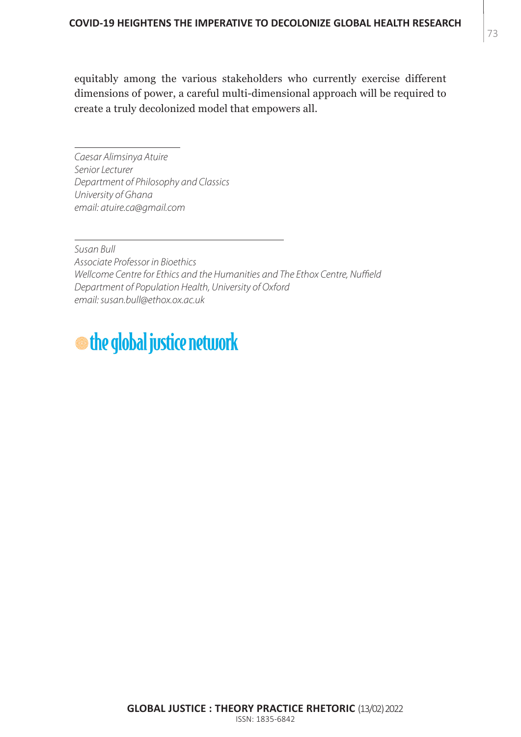equitably among the various stakeholders who currently exercise different dimensions of power, a careful multi-dimensional approach will be required to create a truly decolonized model that empowers all.

---

*Caesar Alimsinya Atuire*  
*Senior Lecturer*  
*Department of Philosophy and Classics*  
*University of Ghana*  
*email: atuire.ca@gmail.com*

---

*Susan Bull*  
*Associate Professor in Bioethics*  
*Wellcome Centre for Ethics and the Humanities and The Ethox Centre, Nuffield Department of Population Health, University of Oxford*  
*email: susan.bull@ethox.ox.ac.uk*

the global justice network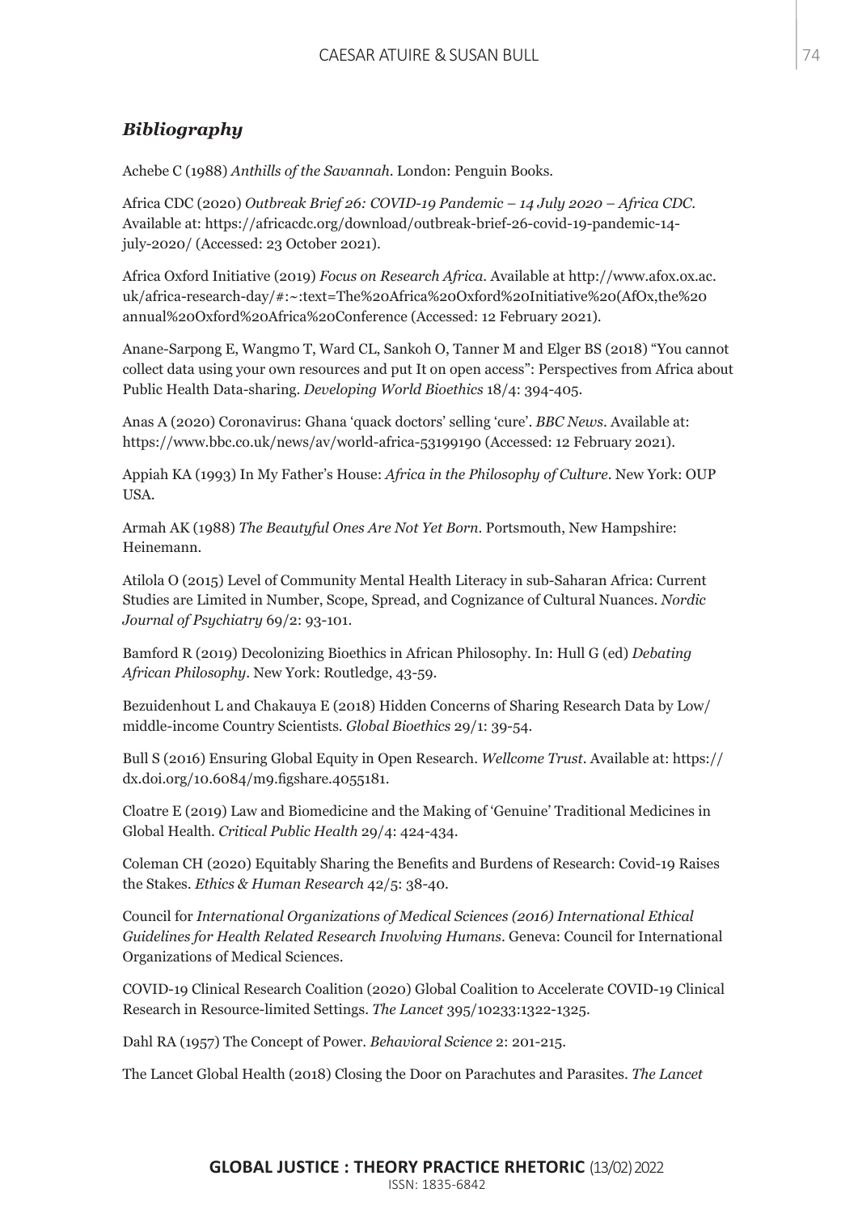### *Bibliography*

Achebe C (1988) *Anthills of the Savannah*. London: Penguin Books.

Africa CDC (2020) *Outbreak Brief 26: COVID-19 Pandemic – 14 July 2020 – Africa CDC*. Available at: https://africacdc.org/download/outbreak-brief-26-covid-19-pandemic-14-july-2020/ (Accessed: 23 October 2021).

Africa Oxford Initiative (2019) *Focus on Research Africa*. Available at http://www.afox.ox.ac.uk/africa-research-day/#:~:text=The%20Africa%20Oxford%20Initiative%20(AfOx,the%20annual%20Oxford%20Africa%20Conference (Accessed: 12 February 2021).

Anane-Sarpong E, Wangmo T, Ward CL, Sankoh O, Tanner M and Elger BS (2018) "You cannot collect data using your own resources and put It on open access": Perspectives from Africa about Public Health Data-sharing. *Developing World Bioethics* 18/4: 394-405.

Anas A (2020) Coronavirus: Ghana 'quack doctors' selling 'cure'. *BBC News*. Available at: https://www.bbc.co.uk/news/av/world-africa-53199190 (Accessed: 12 February 2021).

Appiah KA (1993) In My Father's House: *Africa in the Philosophy of Culture*. New York: OUP USA.

Armah AK (1988) *The Beautyful Ones Are Not Yet Born*. Portsmouth, New Hampshire: Heinemann.

Atilola O (2015) Level of Community Mental Health Literacy in sub-Saharan Africa: Current Studies are Limited in Number, Scope, Spread, and Cognizance of Cultural Nuances. *Nordic Journal of Psychiatry* 69/2: 93-101.

Bamford R (2019) Decolonizing Bioethics in African Philosophy. In: Hull G (ed) *Debating African Philosophy*. New York: Routledge, 43-59.

Bezuidenhout L and Chakauya E (2018) Hidden Concerns of Sharing Research Data by Low/middle-income Country Scientists. *Global Bioethics* 29/1: 39-54.

Bull S (2016) Ensuring Global Equity in Open Research. *Wellcome Trust*. Available at: https://dx.doi.org/10.6084/m9.figshare.4055181.

Cloatre E (2019) Law and Biomedicine and the Making of 'Genuine' Traditional Medicines in Global Health. *Critical Public Health* 29/4: 424-434.

Coleman CH (2020) Equitably Sharing the Benefits and Burdens of Research: Covid-19 Raises the Stakes. *Ethics & Human Research* 42/5: 38-40.

Council for *International Organizations of Medical Sciences (2016) International Ethical Guidelines for Health Related Research Involving Humans*. Geneva: Council for International Organizations of Medical Sciences.

COVID-19 Clinical Research Coalition (2020) Global Coalition to Accelerate COVID-19 Clinical Research in Resource-limited Settings. *The Lancet* 395/10233:1322-1325.

Dahl RA (1957) The Concept of Power. *Behavioral Science* 2: 201-215.

The Lancet Global Health (2018) Closing the Door on Parachutes and Parasites. *The Lancet*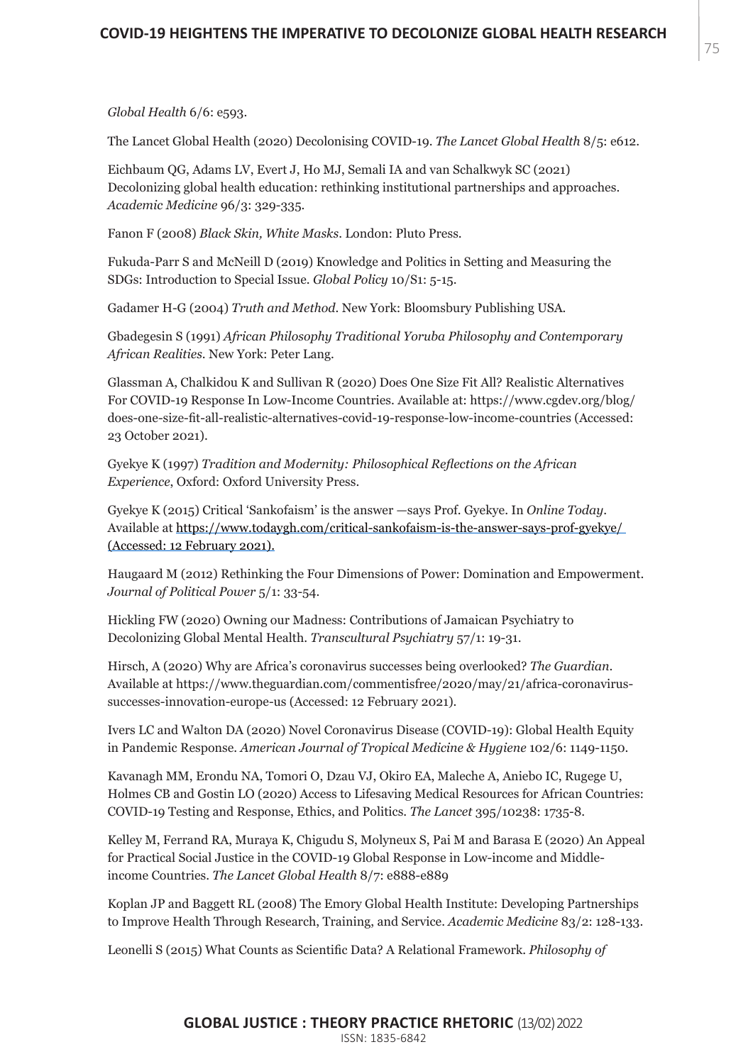*Global Health* 6/6: e593.

The Lancet Global Health (2020) Decolonising COVID-19. *The Lancet Global Health* 8/5: e612.

Eichbaum QG, Adams LV, Evert J, Ho MJ, Semali IA and van Schalkwyk SC (2021) Decolonizing global health education: rethinking institutional partnerships and approaches. *Academic Medicine* 96/3: 329-335.

Fanon F (2008) *Black Skin, White Masks*. London: Pluto Press.

Fukuda-Parr S and McNeill D (2019) Knowledge and Politics in Setting and Measuring the SDGs: Introduction to Special Issue. *Global Policy* 10/S1: 5-15.

Gadamer H-G (2004) *Truth and Method*. New York: Bloomsbury Publishing USA.

Gbadegesin S (1991) *African Philosophy Traditional Yoruba Philosophy and Contemporary African Realities*. New York: Peter Lang.

Glassman A, Chalkidou K and Sullivan R (2020) Does One Size Fit All? Realistic Alternatives For COVID-19 Response In Low-Income Countries. Available at: https://www.cgdev.org/blog/does-one-size-fit-all-realistic-alternatives-covid-19-response-low-income-countries (Accessed: 23 October 2021).

Gyekye K (1997) *Tradition and Modernity: Philosophical Reflections on the African Experience*, Oxford: Oxford University Press.

Gyekye K (2015) Critical 'Sankofaism' is the answer —says Prof. Gyekye. In *Online Today*. Available at https://www.todaygh.com/critical-sankofaism-is-the-answer-says-prof-gyekye/ (Accessed: 12 February 2021).

Haugaard M (2012) Rethinking the Four Dimensions of Power: Domination and Empowerment. *Journal of Political Power* 5/1: 33-54.

Hickling FW (2020) Owning our Madness: Contributions of Jamaican Psychiatry to Decolonizing Global Mental Health. *Transcultural Psychiatry* 57/1: 19-31.

Hirsch, A (2020) Why are Africa's coronavirus successes being overlooked? *The Guardian*. Available at https://www.theguardian.com/commentisfree/2020/may/21/africa-coronavirus-successes-innovation-europe-us (Accessed: 12 February 2021).

Ivers LC and Walton DA (2020) Novel Coronavirus Disease (COVID-19): Global Health Equity in Pandemic Response. *American Journal of Tropical Medicine & Hygiene* 102/6: 1149-1150.

Kavanagh MM, Erondu NA, Tomori O, Dzau VJ, Okiro EA, Maleche A, Aniebo IC, Rugege U, Holmes CB and Gostin LO (2020) Access to Lifesaving Medical Resources for African Countries: COVID-19 Testing and Response, Ethics, and Politics. *The Lancet* 395/10238: 1735-8.

Kelley M, Ferrand RA, Muraya K, Chigudu S, Molyneux S, Pai M and Barasa E (2020) An Appeal for Practical Social Justice in the COVID-19 Global Response in Low-income and Middle-income Countries. *The Lancet Global Health* 8/7: e888-e889

Koplan JP and Baggett RL (2008) The Emory Global Health Institute: Developing Partnerships to Improve Health Through Research, Training, and Service. *Academic Medicine* 83/2: 128-133.

Leonelli S (2015) What Counts as Scientific Data? A Relational Framework. *Philosophy of*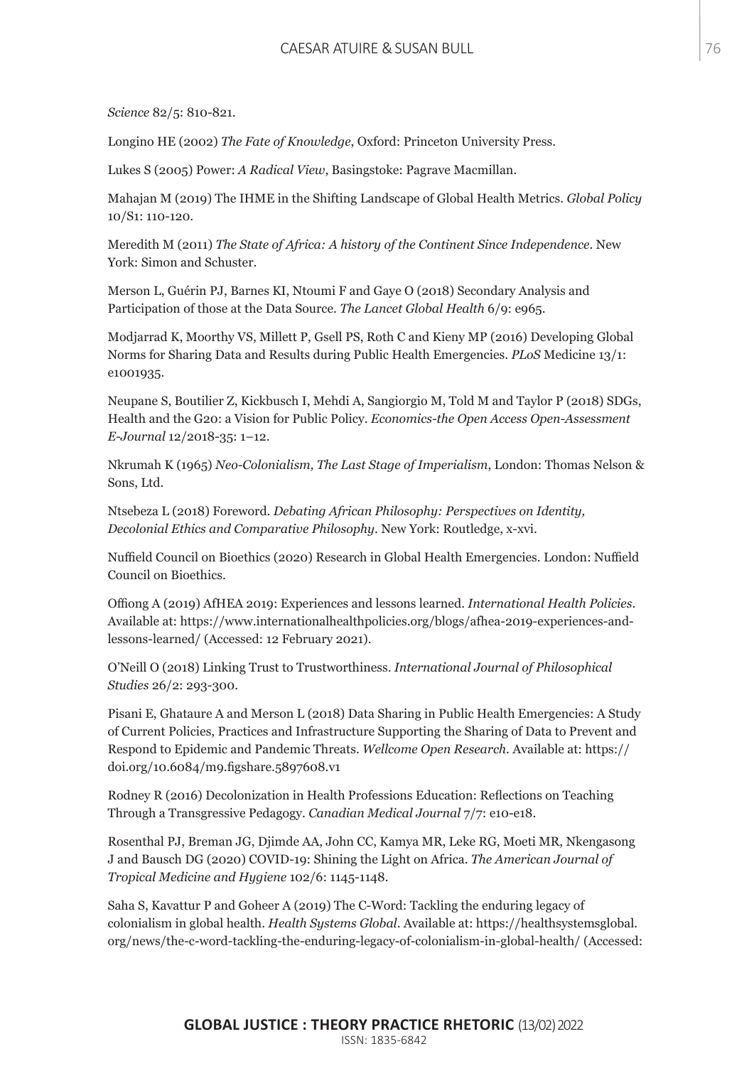*Science* 82/5: 810-821.

Longino HE (2002) *The Fate of Knowledge*, Oxford: Princeton University Press.

Lukes S (2005) Power: *A Radical View*, Basingstoke: Pagrave Macmillan.

Mahajan M (2019) The IHME in the Shifting Landscape of Global Health Metrics. *Global Policy* 10/S1: 110-120.

Meredith M (2011) *The State of Africa: A history of the Continent Since Independence*. New York: Simon and Schuster.

Merson L, Guérin PJ, Barnes KI, Ntoumi F and Gaye O (2018) Secondary Analysis and Participation of those at the Data Source. *The Lancet Global Health* 6/9: e965.

Modjarrad K, Moorthy VS, Millett P, Gsell PS, Roth C and Kieny MP (2016) Developing Global Norms for Sharing Data and Results during Public Health Emergencies. *PLoS* Medicine 13/1: e1001935.

Neupane S, Boutilier Z, Kickbusch I, Mehdi A, Sangiorgio M, Told M and Taylor P (2018) SDGs, Health and the G20: a Vision for Public Policy. *Economics-the Open Access Open-Assessment E-Journal* 12/2018-35: 1–12.

Nkrumah K (1965) *Neo-Colonialism, The Last Stage of Imperialism*, London: Thomas Nelson & Sons, Ltd.

Ntsebeza L (2018) Foreword. *Debating African Philosophy: Perspectives on Identity, Decolonial Ethics and Comparative Philosophy*. New York: Routledge, x-xvi.

Nuffield Council on Bioethics (2020) Research in Global Health Emergencies. London: Nuffield Council on Bioethics.

Offiong A (2019) AfHEA 2019: Experiences and lessons learned. *International Health Policies*. Available at: https://www.internationalhealthpolicies.org/blogs/afhea-2019-experiences-and-lessons-learned/ (Accessed: 12 February 2021).

O'Neill O (2018) Linking Trust to Trustworthiness. *International Journal of Philosophical Studies* 26/2: 293-300.

Pisani E, Ghataure A and Merson L (2018) Data Sharing in Public Health Emergencies: A Study of Current Policies, Practices and Infrastructure Supporting the Sharing of Data to Prevent and Respond to Epidemic and Pandemic Threats. *Wellcome Open Research*. Available at: https://doi.org/10.6084/m9.figshare.5897608.v1

Rodney R (2016) Decolonization in Health Professions Education: Reflections on Teaching Through a Transgressive Pedagogy. *Canadian Medical Journal* 7/7: e10-e18.

Rosenthal PJ, Breman JG, Djimde AA, John CC, Kamya MR, Leke RG, Moeti MR, Nkengasong J and Bausch DG (2020) COVID-19: Shining the Light on Africa. *The American Journal of Tropical Medicine and Hygiene* 102/6: 1145-1148.

Saha S, Kavattur P and Goheer A (2019) The C-Word: Tackling the enduring legacy of colonialism in global health. *Health Systems Global*. Available at: https://healthsystemsglobal.org/news/the-c-word-tackling-the-enduring-legacy-of-colonialism-in-global-health/ (Accessed: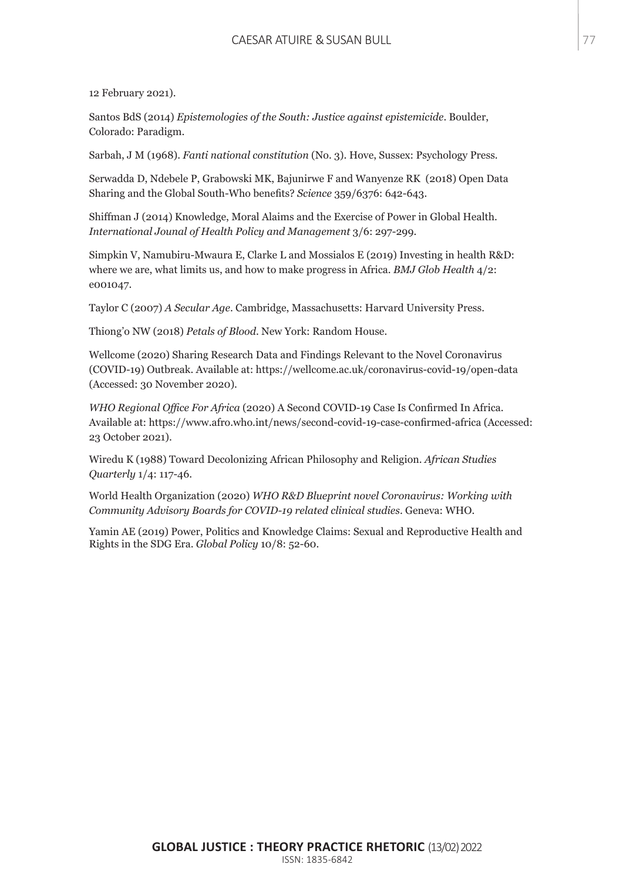12 February 2021).

Santos BdS (2014) *Epistemologies of the South: Justice against epistemicide*. Boulder, Colorado: Paradigm.

Sarbah, J M (1968). *Fanti national constitution* (No. 3). Hove, Sussex: Psychology Press.

Serwadda D, Ndebele P, Grabowski MK, Bajunirwe F and Wanyenze RK (2018) Open Data Sharing and the Global South-Who benefits? *Science* 359/6376: 642-643.

Shiffman J (2014) Knowledge, Moral Alaims and the Exercise of Power in Global Health. *International Jounal of Health Policy and Management* 3/6: 297-299.

Simpkin V, Namubiru-Mwaura E, Clarke L and Mossialos E (2019) Investing in health R&D: where we are, what limits us, and how to make progress in Africa. *BMJ Glob Health* 4/2: e001047.

Taylor C (2007) *A Secular Age*. Cambridge, Massachusetts: Harvard University Press.

Thiong'o NW (2018) *Petals of Blood*. New York: Random House.

Wellcome (2020) Sharing Research Data and Findings Relevant to the Novel Coronavirus (COVID-19) Outbreak. Available at: https://wellcome.ac.uk/coronavirus-covid-19/open-data (Accessed: 30 November 2020).

*WHO Regional Office For Africa* (2020) A Second COVID-19 Case Is Confirmed In Africa. Available at: https://www.afro.who.int/news/second-covid-19-case-confirmed-africa (Accessed: 23 October 2021).

Wiredu K (1988) Toward Decolonizing African Philosophy and Religion. *African Studies Quarterly* 1/4: 117-46.

World Health Organization (2020) *WHO R&D Blueprint novel Coronavirus: Working with Community Advisory Boards for COVID-19 related clinical studies*. Geneva: WHO.

Yamin AE (2019) Power, Politics and Knowledge Claims: Sexual and Reproductive Health and Rights in the SDG Era. *Global Policy* 10/8: 52-60.